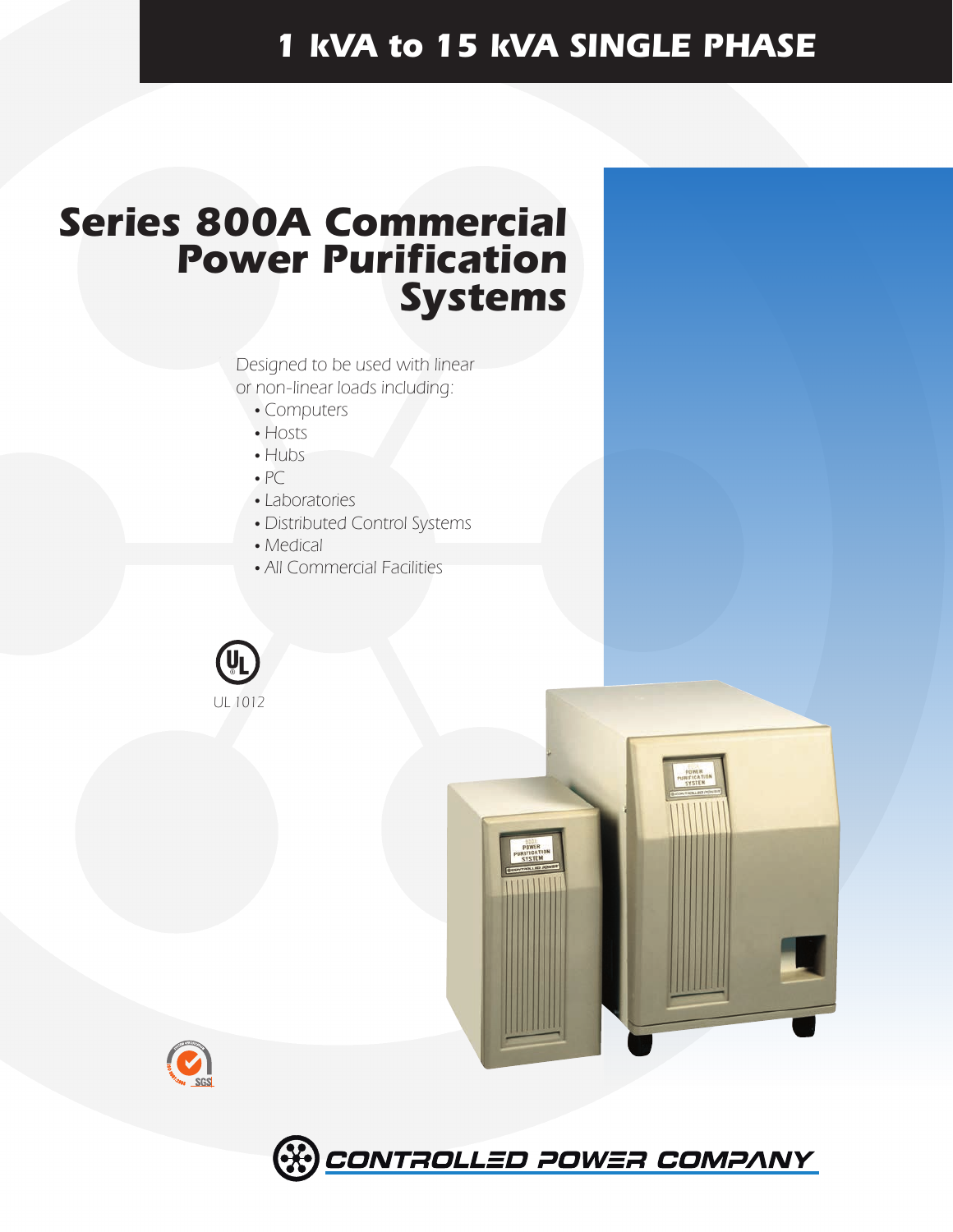# 1 kVA to 15 kVA SINGLE PHASE

# Series 800A Commercial Power Purification Systems

*Designed to be used with linear or non-linear loads including:*

- Computers
- Hosts
- Hubs
- PC
- Laboratories
- Distributed Control Systems
- Medical
- All Commercial Facilities

UL 1012

CONTROLLED POWER COMPANY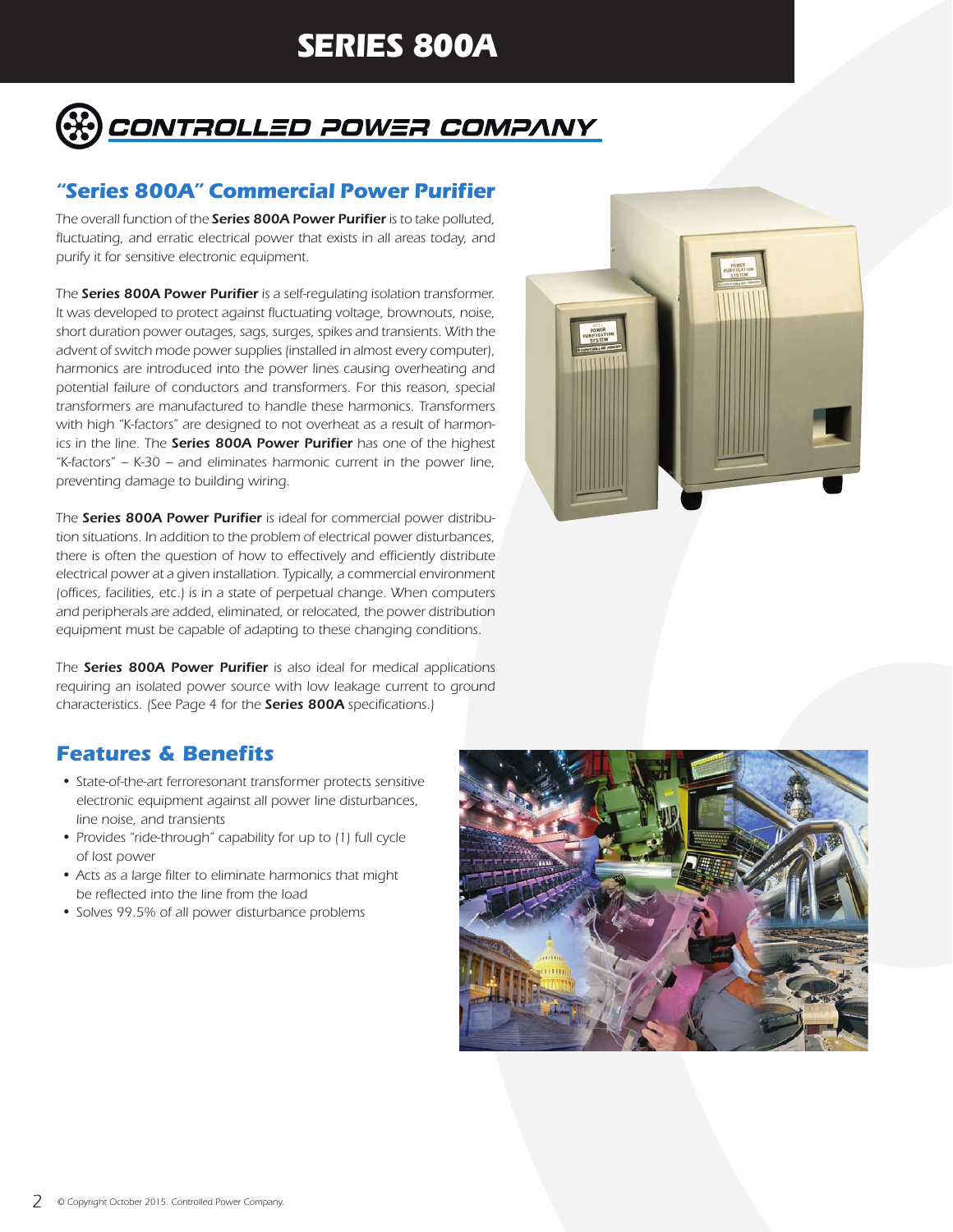# SERIES 800A

CONTROLLED POWER COMPANY

## "Series 800A" Commercial Power Purifier

The overall function of the **Series 800A Power Purifier** is to take polluted, fluctuating, and erratic electrical power that exists in all areas today, and purify it for sensitive electronic equipment.

The **Series 800A Power Purifier** is a self-regulating isolation transformer. It was developed to protect against fluctuating voltage, brownouts, noise, short duration power outages, sags, surges, spikes and transients. With the advent of switch mode power supplies (installed in almost every computer), harmonics are introduced into the power lines causing overheating and potential failure of conductors and transformers. For this reason, special transformers are manufactured to handle these harmonics. Transformers with high "K-factors" are designed to not overheat as a result of harmonics in the line. The **Series 800A Power Purifier** has one of the highest "K-factors" – K-30 – and eliminates harmonic current in the power line, preventing damage to building wiring.

The **Series 800A Power Purifier** is ideal for commercial power distribution situations. In addition to the problem of electrical power disturbances, there is often the question of how to effectively and efficiently distribute electrical power at a given installation. Typically, a commercial environment (offices, facilities, etc.) is in a state of perpetual change. When computers and peripherals are added, eliminated, or relocated, the power distribution equipment must be capable of adapting to these changing conditions.

The **Series 800A Power Purifier** is also ideal for medical applications requiring an isolated power source with low leakage current to ground characteristics. (See Page 4 for the **Series 800A** specifications.)

## Features & Benefits

- State-of-the-art ferroresonant transformer protects sensitive electronic equipment against all power line disturbances, line noise, and transients
- Provides "ride-through" capability for up to (1) full cycle of lost power
- Acts as a large filter to eliminate harmonics that might be reflected into the line from the load
- Solves 99.5% of all power disturbance problems

© Copyright October 2015. Controlled Power Company.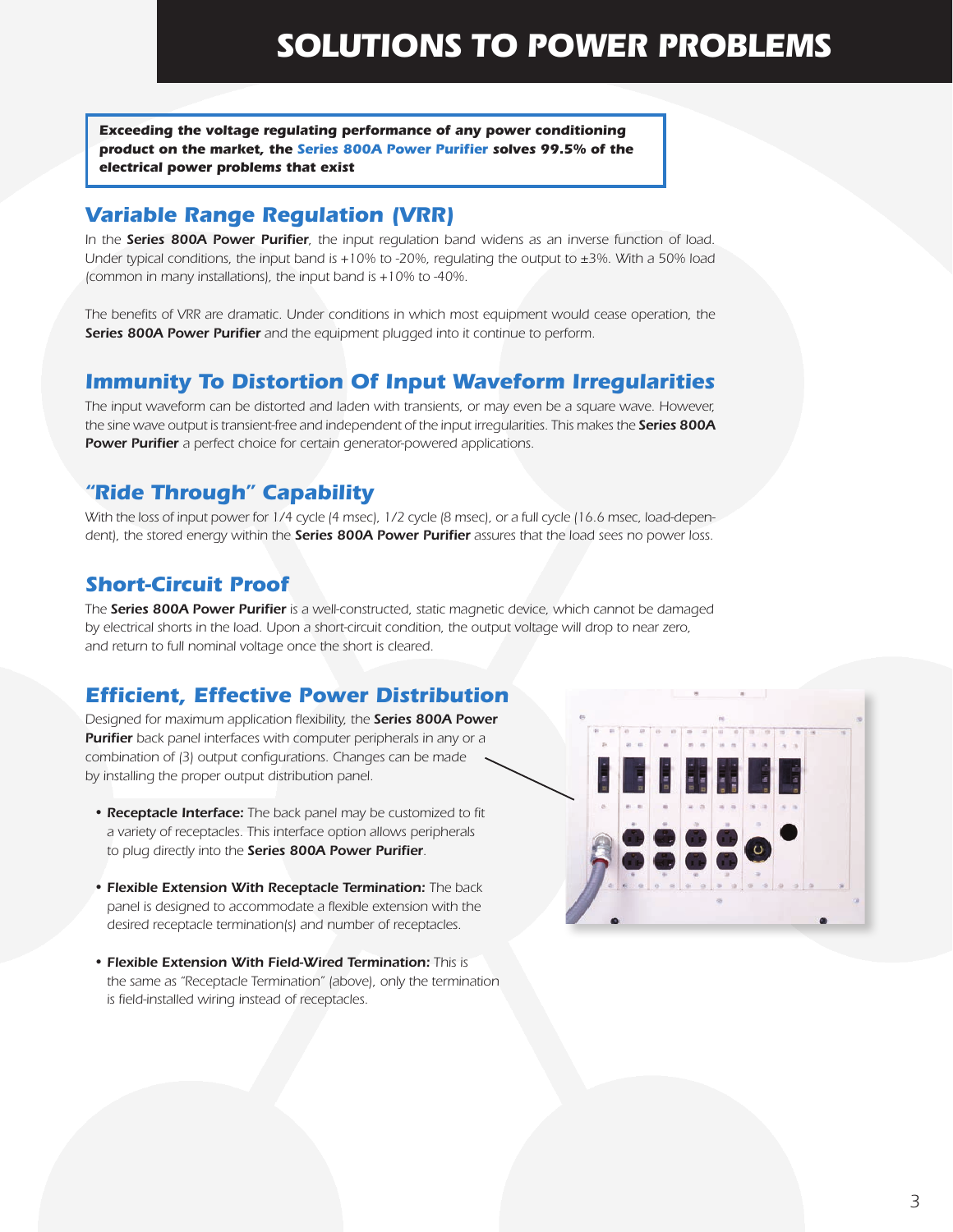# SOLUTIONS TO POWER PROBLEMS

***Exceeding the voltage regulating performance of any power conditioning product on the market, the Series 800A Power Purifier solves 99.5% of the electrical power problems that exist***

## Variable Range Regulation (VRR)

In the **Series 800A Power Purifier**, the input regulation band widens as an inverse function of load. Under typical conditions, the input band is +10% to -20%, regulating the output to ±3%. With a 50% load (common in many installations), the input band is +10% to -40%.

The benefits of VRR are dramatic. Under conditions in which most equipment would cease operation, the **Series 800A Power Purifier** and the equipment plugged into it continue to perform.

## Immunity To Distortion Of Input Waveform Irregularities

The input waveform can be distorted and laden with transients, or may even be a square wave. However, the sine wave output is transient-free and independent of the input irregularities. This makes the **Series 800A Power Purifier** a perfect choice for certain generator-powered applications.

## "Ride Through" Capability

With the loss of input power for 1/4 cycle (4 msec), 1/2 cycle (8 msec), or a full cycle (16.6 msec, load-dependent), the stored energy within the **Series 800A Power Purifier** assures that the load sees no power loss.

## Short-Circuit Proof

The **Series 800A Power Purifier** is a well-constructed, static magnetic device, which cannot be damaged by electrical shorts in the load. Upon a short-circuit condition, the output voltage will drop to near zero, and return to full nominal voltage once the short is cleared.

## Efficient, Effective Power Distribution

Designed for maximum application flexibility, the **Series 800A Power Purifier** back panel interfaces with computer peripherals in any or a combination of (3) output configurations. Changes can be made by installing the proper output distribution panel.

- **Receptacle Interface:** The back panel may be customized to fit a variety of receptacles. This interface option allows peripherals to plug directly into the **Series 800A Power Purifier**.
- **Flexible Extension With Receptacle Termination:** The back panel is designed to accommodate a flexible extension with the desired receptacle termination(s) and number of receptacles.
- **Flexible Extension With Field-Wired Termination:** This is the same as "Receptacle Termination" (above), only the termination is field-installed wiring instead of receptacles.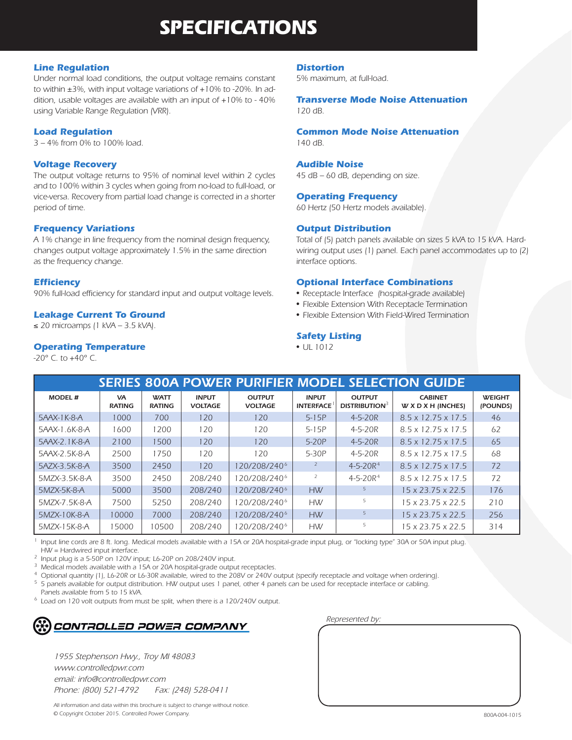# SPECIFICATIONS

### Line Regulation

Under normal load conditions, the output voltage remains constant to within ±3%, with input voltage variations of +10% to -20%. In addition, usable voltages are available with an input of +10% to - 40% using Variable Range Regulation (VRR).

### Load Regulation

3 – 4% from 0% to 100% load.

### Voltage Recovery

The output voltage returns to 95% of nominal level within 2 cycles and to 100% within 3 cycles when going from no-load to full-load, or vice-versa. Recovery from partial load change is corrected in a shorter period of time.

### Frequency Variations

A 1% change in line frequency from the nominal design frequency, changes output voltage approximately 1.5% in the same direction as the frequency change.

### Efficiency

90% full-load efficiency for standard input and output voltage levels.

### Leakage Current To Ground

≤ 20 microamps (1 kVA – 3.5 kVA).

### Operating Temperature

-20° C. to +40° C.

### Distortion

5% maximum, at full-load.

### Transverse Mode Noise Attenuation

120 dB.

### Common Mode Noise Attenuation

140 dB.

### Audible Noise

45 dB – 60 dB, depending on size.

### Operating Frequency

60 Hertz (50 Hertz models available).

### Output Distribution

Total of (5) patch panels available on sizes 5 kVA to 15 kVA. Hard-wiring output uses (1) panel. Each panel accommodates up to (2) interface options.

### Optional Interface Combinations

- Receptacle Interface (hospital-grade available)
- Flexible Extension With Receptacle Termination
- Flexible Extension With Field-Wired Termination

### Safety Listing

- UL 1012

## SERIES 800A POWER PURIFIER MODEL SELECTION GUIDE

| MODEL # | VA RATING | WATT RATING | INPUT VOLTAGE | OUTPUT VOLTAGE | INPUT INTERFACE[1] | OUTPUT DISTRIBUTION[3] | CABINET W X D X H (INCHES) | WEIGHT (POUNDS) |
|---|---|---|---|---|---|---|---|---|
| 5AAX-1K-8-A | 1000 | 700 | 120 | 120 | 5-15P | 4-5-20R | 8.5 x 12.75 x 17.5 | 46 |
| 5AAX-1.6K-8-A | 1600 | 1200 | 120 | 120 | 5-15P | 4-5-20R | 8.5 x 12.75 x 17.5 | 62 |
| 5AAX-2.1K-8-A | 2100 | 1500 | 120 | 120 | 5-20P | 4-5-20R | 8.5 x 12.75 x 17.5 | 65 |
| 5AAX-2.5K-8-A | 2500 | 1750 | 120 | 120 | 5-30P | 4-5-20R | 8.5 x 12.75 x 17.5 | 68 |
| 5AZX-3.5K-8-A | 3500 | 2450 | 120 | 120/208/240[6] | [2] | 4-5-20R[4] | 8.5 x 12.75 x 17.5 | 72 |
| 5MZX-3.5K-8-A | 3500 | 2450 | 208/240 | 120/208/240[6] | [2] | 4-5-20R[4] | 8.5 x 12.75 x 17.5 | 72 |
| 5MZX-5K-8-A | 5000 | 3500 | 208/240 | 120/208/240[6] | HW | [5] | 15 x 23.75 x 22.5 | 176 |
| 5MZX-7.5K-8-A | 7500 | 5250 | 208/240 | 120/208/240[6] | HW | [5] | 15 x 23.75 x 22.5 | 210 |
| 5MZX-10K-8-A | 10000 | 7000 | 208/240 | 120/208/240[6] | HW | [5] | 15 x 23.75 x 22.5 | 256 |
| 5MZX-15K-8-A | 15000 | 10500 | 208/240 | 120/208/240[6] | HW | [5] | 15 x 23.75 x 22.5 | 314 |

[1] Input line cords are 8 ft. long. Medical models available with a 15A or 20A hospital-grade input plug, or "locking type" 30A or 50A input plug. HW = Hardwired input interface.

[2] Input plug is a 5-50P on 120V input; L6-20P on 208/240V input.

[3] Medical models available with a 15A or 20A hospital-grade output receptacles.

[4] Optional quantity (1), L6-20R or L6-30R available, wired to the 208V or 240V output (specify receptacle and voltage when ordering).

[5] 5 panels available for output distribution. HW output uses 1 panel, other 4 panels can be used for receptacle interface or cabling. Panels available from 5 to 15 kVA.

[6] Load on 120 volt outputs from must be split, when there is a 120/240V output.

**CONTROLLED POWER COMPANY**

*1955 Stephenson Hwy., Troy MI 48083*
*www.controlledpwr.com*
*email: info@controlledpwr.com*
*Phone: (800) 521-4792 Fax: (248) 528-0411*

*Represented by:*

All information and data within this brochure is subject to change without notice.
© Copyright October 2015. Controlled Power Company.

800A-004-1015